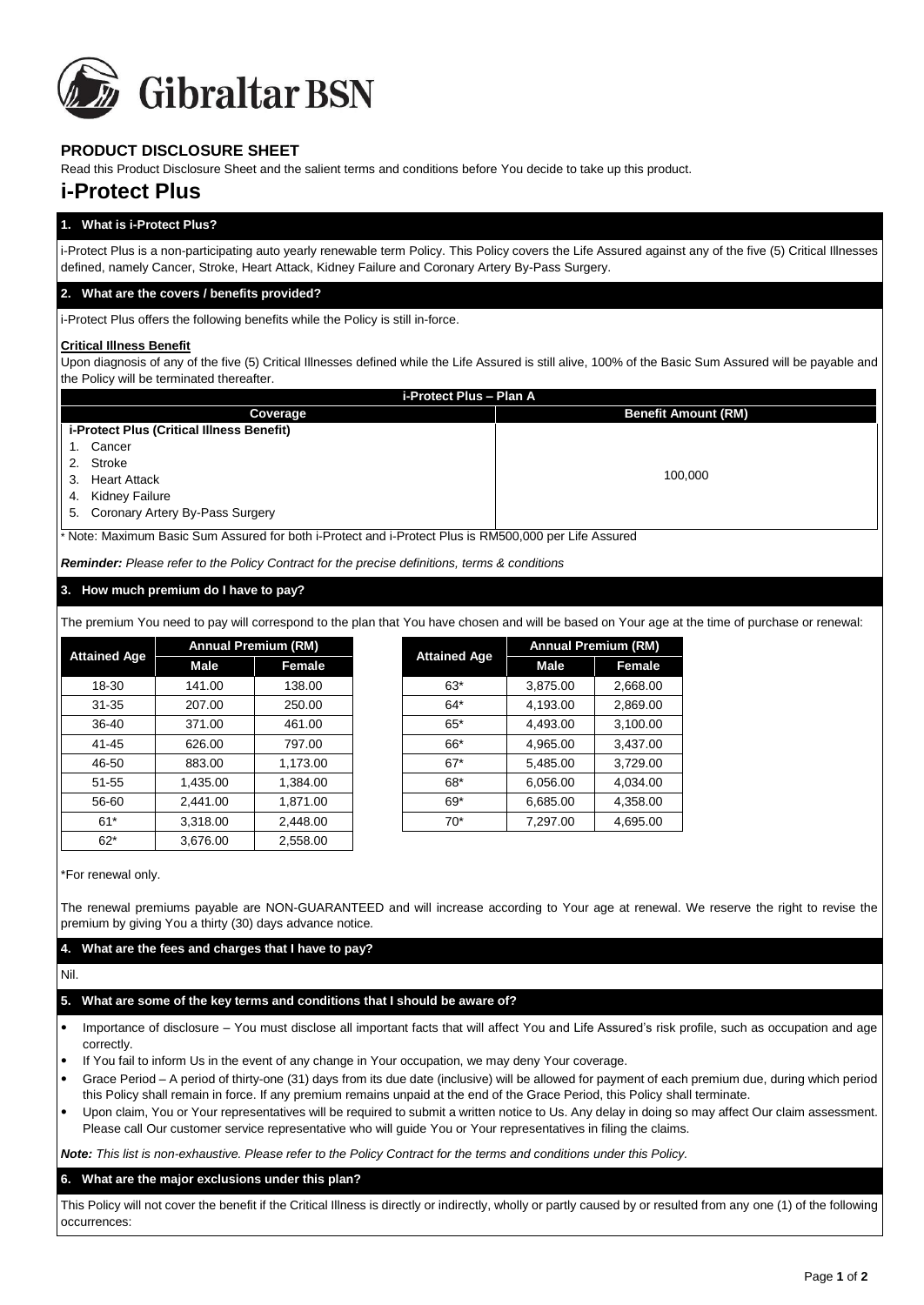Gibraltar BSN

## PRODUCT DISCLOSURE SHEET

Read this Product Disclosure Sheet and the salient terms and conditions before You decide to take up this product.

# i-Protect Plus

### 1. What is i-Protect Plus?

i-Protect Plus is a non-participating auto yearly renewable term Policy. This Policy covers the Life Assured against any of the five (5) Critical Illnesses defined, namely Cancer, Stroke, Heart Attack, Kidney Failure and Coronary Artery By-Pass Surgery.

### 2. What are the covers / benefits provided?

i-Protect Plus offers the following benefits while the Policy is still in-force.

**Critical Illness Benefit**

Upon diagnosis of any of the five (5) Critical Illnesses defined while the Life Assured is still alive, 100% of the Basic Sum Assured will be payable and the Policy will be terminated thereafter.

| i-Protect Plus – Plan A | |
|---|---|
| **Coverage** | **Benefit Amount (RM)** |
| **i-Protect Plus (Critical Illness Benefit)**<br>1. Cancer<br>2. Stroke<br>3. Heart Attack<br>4. Kidney Failure<br>5. Coronary Artery By-Pass Surgery | 100,000 |

* Note: Maximum Basic Sum Assured for both i-Protect and i-Protect Plus is RM500,000 per Life Assured

***Reminder:*** *Please refer to the Policy Contract for the precise definitions, terms & conditions*

### 3. How much premium do I have to pay?

The premium You need to pay will correspond to the plan that You have chosen and will be based on Your age at the time of purchase or renewal:

| Attained Age | Annual Premium (RM) | |
|---|---|---|
| | Male | Female |
| 18-30 | 141.00 | 138.00 |
| 31-35 | 207.00 | 250.00 |
| 36-40 | 371.00 | 461.00 |
| 41-45 | 626.00 | 797.00 |
| 46-50 | 883.00 | 1,173.00 |
| 51-55 | 1,435.00 | 1,384.00 |
| 56-60 | 2,441.00 | 1,871.00 |
| 61* | 3,318.00 | 2,448.00 |
| 62* | 3,676.00 | 2,558.00 |

| Attained Age | Annual Premium (RM) | |
|---|---|---|
| | Male | Female |
| 63* | 3,875.00 | 2,668.00 |
| 64* | 4,193.00 | 2,869.00 |
| 65* | 4,493.00 | 3,100.00 |
| 66* | 4,965.00 | 3,437.00 |
| 67* | 5,485.00 | 3,729.00 |
| 68* | 6,056.00 | 4,034.00 |
| 69* | 6,685.00 | 4,358.00 |
| 70* | 7,297.00 | 4,695.00 |

*For renewal only.

The renewal premiums payable are NON-GUARANTEED and will increase according to Your age at renewal. We reserve the right to revise the premium by giving You a thirty (30) days advance notice.

### 4. What are the fees and charges that I have to pay?

Nil.

### 5. What are some of the key terms and conditions that I should be aware of?

- Importance of disclosure – You must disclose all important facts that will affect You and Life Assured's risk profile, such as occupation and age correctly.
- If You fail to inform Us in the event of any change in Your occupation, we may deny Your coverage.
- Grace Period – A period of thirty-one (31) days from its due date (inclusive) will be allowed for payment of each premium due, during which period this Policy shall remain in force. If any premium remains unpaid at the end of the Grace Period, this Policy shall terminate.
- Upon claim, You or Your representatives will be required to submit a written notice to Us. Any delay in doing so may affect Our claim assessment. Please call Our customer service representative who will guide You or Your representatives in filing the claims.

***Note:*** *This list is non-exhaustive. Please refer to the Policy Contract for the terms and conditions under this Policy.*

### 6. What are the major exclusions under this plan?

This Policy will not cover the benefit if the Critical Illness is directly or indirectly, wholly or partly caused by or resulted from any one (1) of the following occurrences: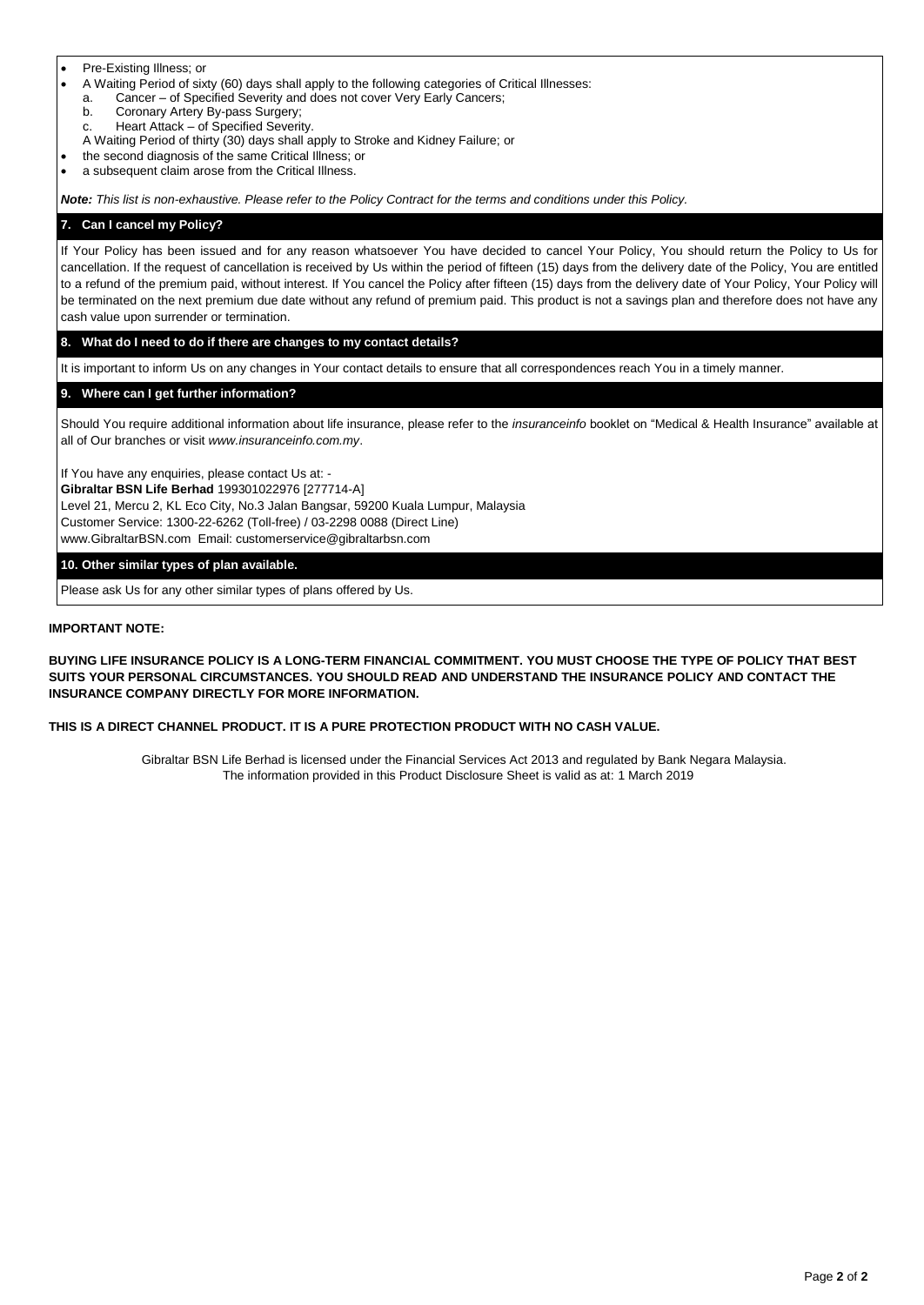- Pre-Existing Illness; or
- A Waiting Period of sixty (60) days shall apply to the following categories of Critical Illnesses:
  a. Cancer – of Specified Severity and does not cover Very Early Cancers;
  b. Coronary Artery By-pass Surgery;
  c. Heart Attack – of Specified Severity.

  A Waiting Period of thirty (30) days shall apply to Stroke and Kidney Failure; or
- the second diagnosis of the same Critical Illness; or
- a subsequent claim arose from the Critical Illness.

***Note:*** *This list is non-exhaustive. Please refer to the Policy Contract for the terms and conditions under this Policy.*

## 7. Can I cancel my Policy?

If Your Policy has been issued and for any reason whatsoever You have decided to cancel Your Policy, You should return the Policy to Us for cancellation. If the request of cancellation is received by Us within the period of fifteen (15) days from the delivery date of the Policy, You are entitled to a refund of the premium paid, without interest. If You cancel the Policy after fifteen (15) days from the delivery date of Your Policy, Your Policy will be terminated on the next premium due date without any refund of premium paid. This product is not a savings plan and therefore does not have any cash value upon surrender or termination.

## 8. What do I need to do if there are changes to my contact details?

It is important to inform Us on any changes in Your contact details to ensure that all correspondences reach You in a timely manner.

## 9. Where can I get further information?

Should You require additional information about life insurance, please refer to the *insuranceinfo* booklet on "Medical & Health Insurance" available at all of Our branches or visit *www.insuranceinfo.com.my*.

If You have any enquiries, please contact Us at: -
**Gibraltar BSN Life Berhad** 199301022976 [277714-A]
Level 21, Mercu 2, KL Eco City, No.3 Jalan Bangsar, 59200 Kuala Lumpur, Malaysia
Customer Service: 1300-22-6262 (Toll-free) / 03-2298 0088 (Direct Line)
www.GibraltarBSN.com Email: customerservice@gibraltarbsn.com

## 10. Other similar types of plan available.

Please ask Us for any other similar types of plans offered by Us.

**IMPORTANT NOTE:**

**BUYING LIFE INSURANCE POLICY IS A LONG-TERM FINANCIAL COMMITMENT. YOU MUST CHOOSE THE TYPE OF POLICY THAT BEST SUITS YOUR PERSONAL CIRCUMSTANCES. YOU SHOULD READ AND UNDERSTAND THE INSURANCE POLICY AND CONTACT THE INSURANCE COMPANY DIRECTLY FOR MORE INFORMATION.**

**THIS IS A DIRECT CHANNEL PRODUCT. IT IS A PURE PROTECTION PRODUCT WITH NO CASH VALUE.**

Gibraltar BSN Life Berhad is licensed under the Financial Services Act 2013 and regulated by Bank Negara Malaysia.
The information provided in this Product Disclosure Sheet is valid as at: 1 March 2019